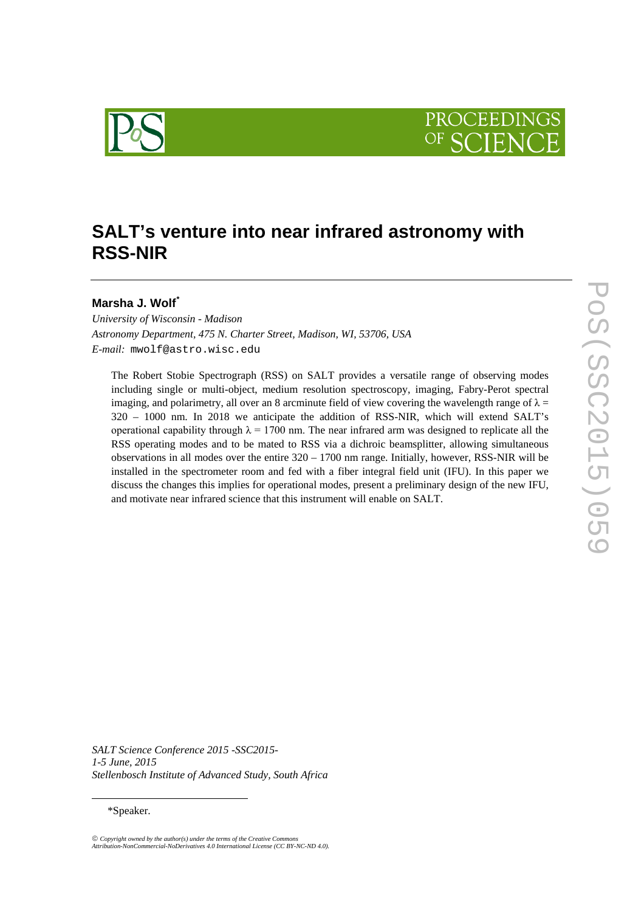# SALT's venture into near infrared astronomy with RSS-NIR

**Marsha J. Wolf***

*University of Wisconsin - Madison*
*Astronomy Department, 475 N. Charter Street, Madison, WI, 53706, USA*
*E-mail:* mwolf@astro.wisc.edu

The Robert Stobie Spectrograph (RSS) on SALT provides a versatile range of observing modes including single or multi-object, medium resolution spectroscopy, imaging, Fabry-Perot spectral imaging, and polarimetry, all over an 8 arcminute field of view covering the wavelength range of $\lambda$ = 320 – 1000 nm. In 2018 we anticipate the addition of RSS-NIR, which will extend SALT's operational capability through $\lambda$ = 1700 nm. The near infrared arm was designed to replicate all the RSS operating modes and to be mated to RSS via a dichroic beamsplitter, allowing simultaneous observations in all modes over the entire 320 – 1700 nm range. Initially, however, RSS-NIR will be installed in the spectrometer room and fed with a fiber integral field unit (IFU). In this paper we discuss the changes this implies for operational modes, present a preliminary design of the new IFU, and motivate near infrared science that this instrument will enable on SALT.

*SALT Science Conference 2015 -SSC2015-*
*1-5 June, 2015*
*Stellenbosch Institute of Advanced Study, South Africa*

*Speaker.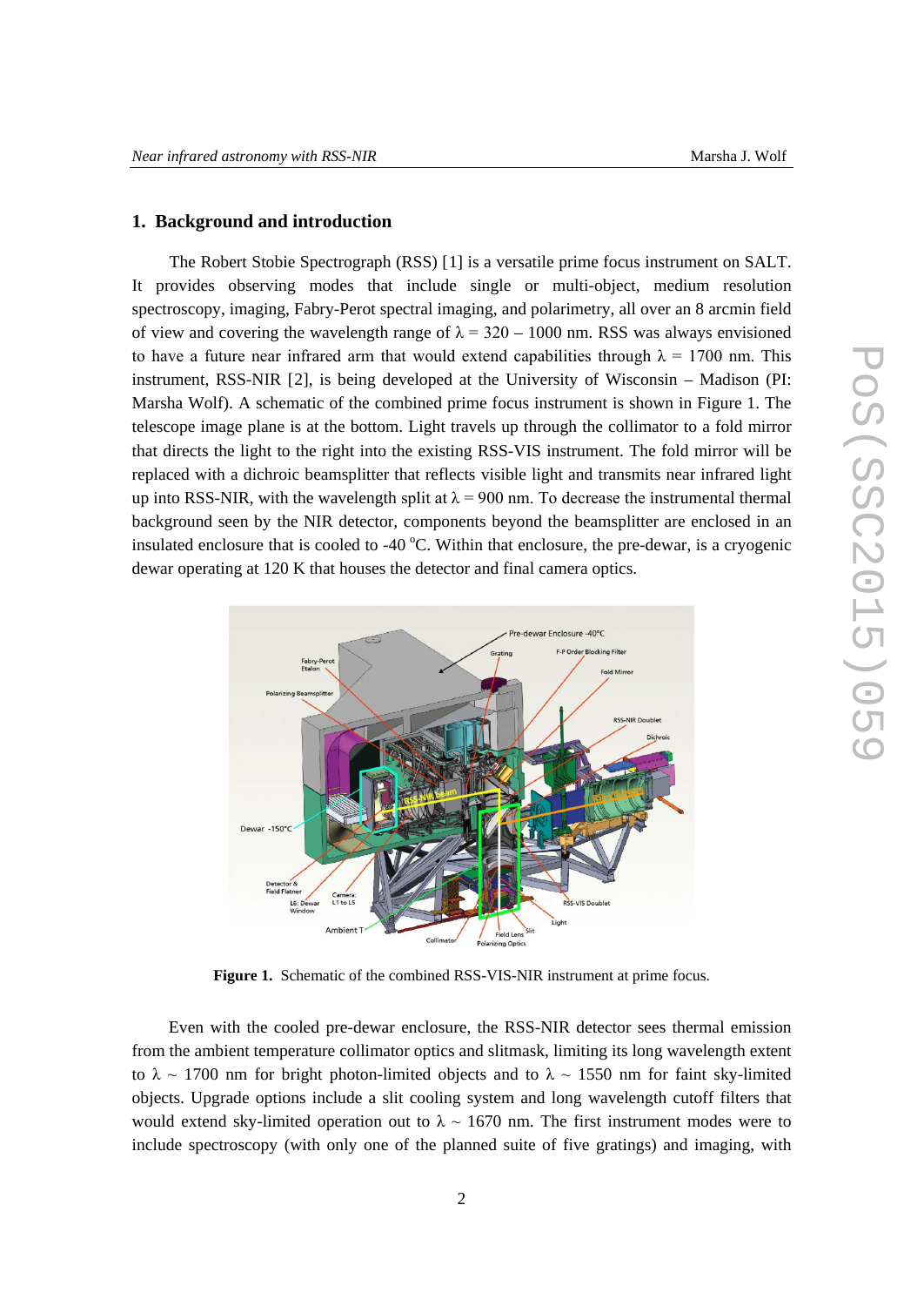## 1. Background and introduction

The Robert Stobie Spectrograph (RSS) [1] is a versatile prime focus instrument on SALT. It provides observing modes that include single or multi-object, medium resolution spectroscopy, imaging, Fabry-Perot spectral imaging, and polarimetry, all over an 8 arcmin field of view and covering the wavelength range of λ = 320 – 1000 nm. RSS was always envisioned to have a future near infrared arm that would extend capabilities through λ = 1700 nm. This instrument, RSS-NIR [2], is being developed at the University of Wisconsin – Madison (PI: Marsha Wolf). A schematic of the combined prime focus instrument is shown in Figure 1. The telescope image plane is at the bottom. Light travels up through the collimator to a fold mirror that directs the light to the right into the existing RSS-VIS instrument. The fold mirror will be replaced with a dichroic beamsplitter that reflects visible light and transmits near infrared light up into RSS-NIR, with the wavelength split at λ = 900 nm. To decrease the instrumental thermal background seen by the NIR detector, components beyond the beamsplitter are enclosed in an insulated enclosure that is cooled to -40 °C. Within that enclosure, the pre-dewar, is a cryogenic dewar operating at 120 K that houses the detector and final camera optics.

**Figure 1.** Schematic of the combined RSS-VIS-NIR instrument at prime focus.

Even with the cooled pre-dewar enclosure, the RSS-NIR detector sees thermal emission from the ambient temperature collimator optics and slitmask, limiting its long wavelength extent to λ ~ 1700 nm for bright photon-limited objects and to λ ~ 1550 nm for faint sky-limited objects. Upgrade options include a slit cooling system and long wavelength cutoff filters that would extend sky-limited operation out to λ ~ 1670 nm. The first instrument modes were to include spectroscopy (with only one of the planned suite of five gratings) and imaging, with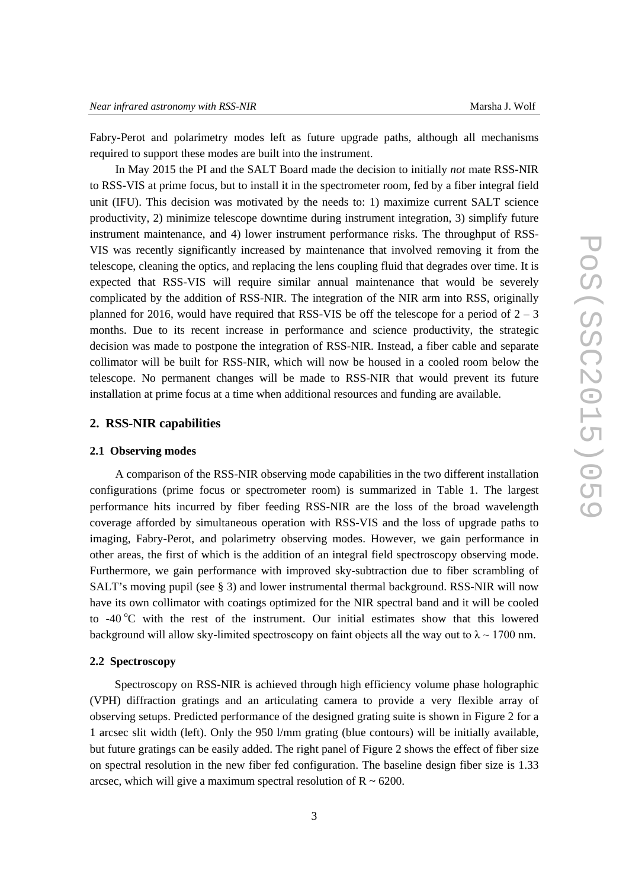Fabry-Perot and polarimetry modes left as future upgrade paths, although all mechanisms required to support these modes are built into the instrument.

In May 2015 the PI and the SALT Board made the decision to initially *not* mate RSS-NIR to RSS-VIS at prime focus, but to install it in the spectrometer room, fed by a fiber integral field unit (IFU). This decision was motivated by the needs to: 1) maximize current SALT science productivity, 2) minimize telescope downtime during instrument integration, 3) simplify future instrument maintenance, and 4) lower instrument performance risks. The throughput of RSS-VIS was recently significantly increased by maintenance that involved removing it from the telescope, cleaning the optics, and replacing the lens coupling fluid that degrades over time. It is expected that RSS-VIS will require similar annual maintenance that would be severely complicated by the addition of RSS-NIR. The integration of the NIR arm into RSS, originally planned for 2016, would have required that RSS-VIS be off the telescope for a period of 2 – 3 months. Due to its recent increase in performance and science productivity, the strategic decision was made to postpone the integration of RSS-NIR. Instead, a fiber cable and separate collimator will be built for RSS-NIR, which will now be housed in a cooled room below the telescope. No permanent changes will be made to RSS-NIR that would prevent its future installation at prime focus at a time when additional resources and funding are available.

## 2. RSS-NIR capabilities

### 2.1 Observing modes

A comparison of the RSS-NIR observing mode capabilities in the two different installation configurations (prime focus or spectrometer room) is summarized in Table 1. The largest performance hits incurred by fiber feeding RSS-NIR are the loss of the broad wavelength coverage afforded by simultaneous operation with RSS-VIS and the loss of upgrade paths to imaging, Fabry-Perot, and polarimetry observing modes. However, we gain performance in other areas, the first of which is the addition of an integral field spectroscopy observing mode. Furthermore, we gain performance with improved sky-subtraction due to fiber scrambling of SALT's moving pupil (see § 3) and lower instrumental thermal background. RSS-NIR will now have its own collimator with coatings optimized for the NIR spectral band and it will be cooled to -40 $^{o}$C with the rest of the instrument. Our initial estimates show that this lowered background will allow sky-limited spectroscopy on faint objects all the way out to $\lambda \sim 1700$ nm.

### 2.2 Spectroscopy

Spectroscopy on RSS-NIR is achieved through high efficiency volume phase holographic (VPH) diffraction gratings and an articulating camera to provide a very flexible array of observing setups. Predicted performance of the designed grating suite is shown in Figure 2 for a 1 arcsec slit width (left). Only the 950 l/mm grating (blue contours) will be initially available, but future gratings can be easily added. The right panel of Figure 2 shows the effect of fiber size on spectral resolution in the new fiber fed configuration. The baseline design fiber size is 1.33 arcsec, which will give a maximum spectral resolution of $R \sim 6200$.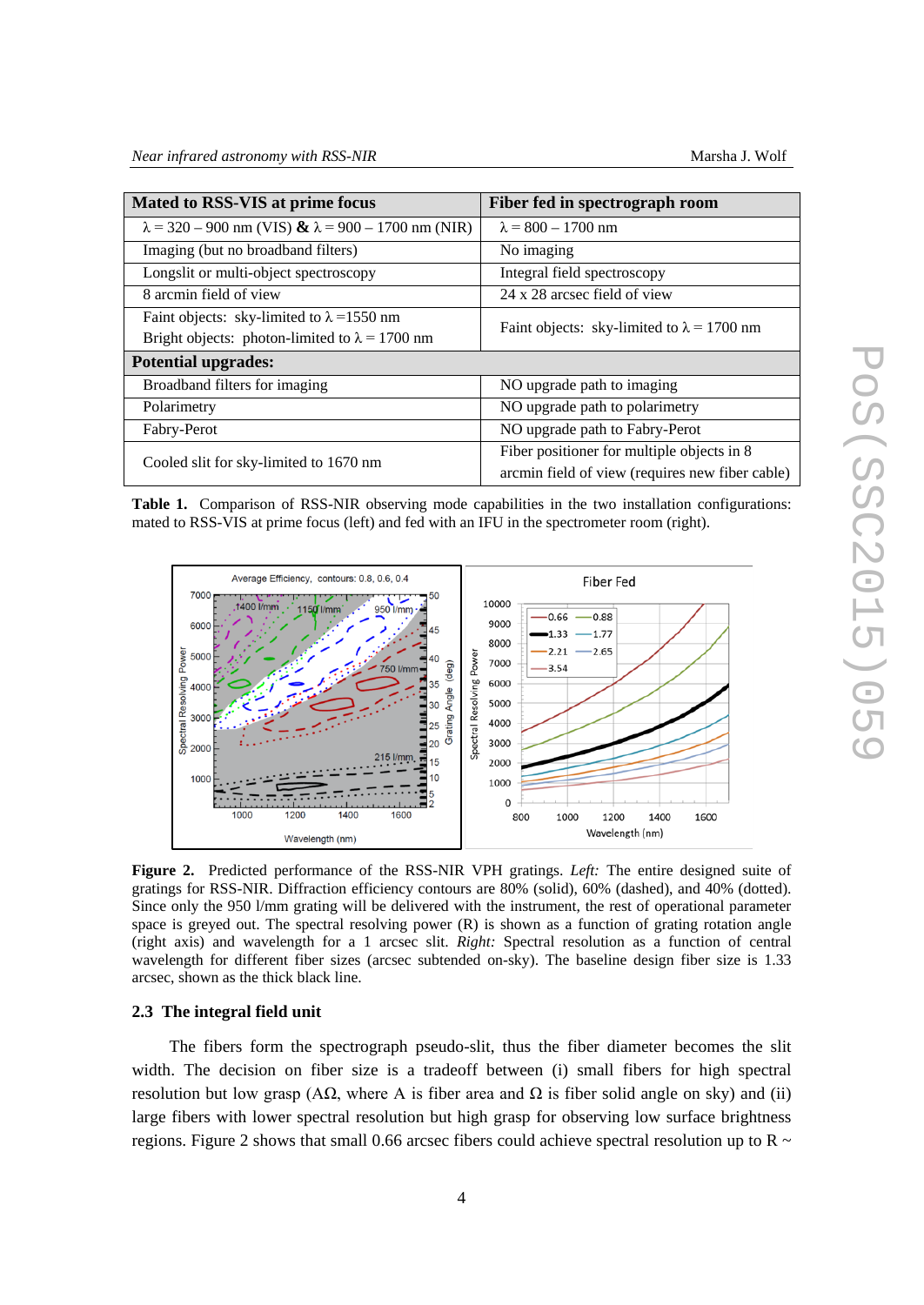| Mated to RSS-VIS at prime focus | Fiber fed in spectrograph room |
|---|---|
| λ = 320 – 900 nm (VIS) **&** λ = 900 – 1700 nm (NIR) | λ = 800 – 1700 nm |
| Imaging (but no broadband filters) | No imaging |
| Longslit or multi-object spectroscopy | Integral field spectroscopy |
| 8 arcmin field of view | 24 x 28 arcsec field of view |
| Faint objects: sky-limited to λ =1550 nm<br>Bright objects: photon-limited to λ = 1700 nm | Faint objects: sky-limited to λ = 1700 nm |
| **Potential upgrades:** | |
| Broadband filters for imaging | NO upgrade path to imaging |
| Polarimetry | NO upgrade path to polarimetry |
| Fabry-Perot | NO upgrade path to Fabry-Perot |
| Cooled slit for sky-limited to 1670 nm | Fiber positioner for multiple objects in 8 arcmin field of view (requires new fiber cable) |

**Table 1.** Comparison of RSS-NIR observing mode capabilities in the two installation configurations: mated to RSS-VIS at prime focus (left) and fed with an IFU in the spectrometer room (right).

**Figure 2.** Predicted performance of the RSS-NIR VPH gratings. *Left:* The entire designed suite of gratings for RSS-NIR. Diffraction efficiency contours are 80% (solid), 60% (dashed), and 40% (dotted). Since only the 950 l/mm grating will be delivered with the instrument, the rest of operational parameter space is greyed out. The spectral resolving power (R) is shown as a function of grating rotation angle (right axis) and wavelength for a 1 arcsec slit. *Right:* Spectral resolution as a function of central wavelength for different fiber sizes (arcsec subtended on-sky). The baseline design fiber size is 1.33 arcsec, shown as the thick black line.

### 2.3 The integral field unit

The fibers form the spectrograph pseudo-slit, thus the fiber diameter becomes the slit width. The decision on fiber size is a tradeoff between (i) small fibers for high spectral resolution but low grasp (AΩ, where A is fiber area and Ω is fiber solid angle on sky) and (ii) large fibers with lower spectral resolution but high grasp for observing low surface brightness regions. Figure 2 shows that small 0.66 arcsec fibers could achieve spectral resolution up to R ~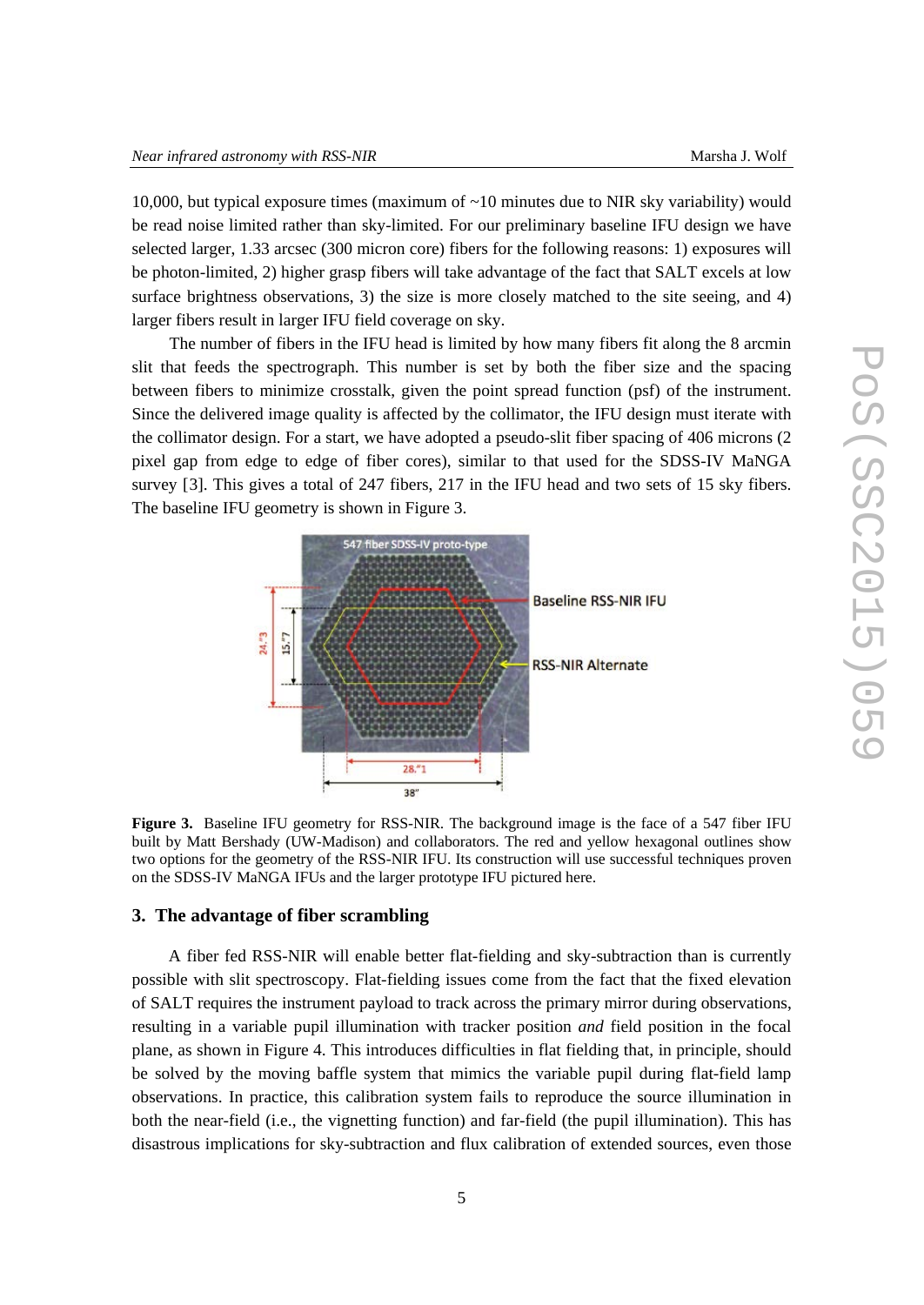10,000, but typical exposure times (maximum of ~10 minutes due to NIR sky variability) would be read noise limited rather than sky-limited. For our preliminary baseline IFU design we have selected larger, 1.33 arcsec (300 micron core) fibers for the following reasons: 1) exposures will be photon-limited, 2) higher grasp fibers will take advantage of the fact that SALT excels at low surface brightness observations, 3) the size is more closely matched to the site seeing, and 4) larger fibers result in larger IFU field coverage on sky.

The number of fibers in the IFU head is limited by how many fibers fit along the 8 arcmin slit that feeds the spectrograph. This number is set by both the fiber size and the spacing between fibers to minimize crosstalk, given the point spread function (psf) of the instrument. Since the delivered image quality is affected by the collimator, the IFU design must iterate with the collimator design. For a start, we have adopted a pseudo-slit fiber spacing of 406 microns (2 pixel gap from edge to edge of fiber cores), similar to that used for the SDSS-IV MaNGA survey [3]. This gives a total of 247 fibers, 217 in the IFU head and two sets of 15 sky fibers. The baseline IFU geometry is shown in Figure 3.

**Figure 3.** Baseline IFU geometry for RSS-NIR. The background image is the face of a 547 fiber IFU built by Matt Bershady (UW-Madison) and collaborators. The red and yellow hexagonal outlines show two options for the geometry of the RSS-NIR IFU. Its construction will use successful techniques proven on the SDSS-IV MaNGA IFUs and the larger prototype IFU pictured here.

## 3. The advantage of fiber scrambling

A fiber fed RSS-NIR will enable better flat-fielding and sky-subtraction than is currently possible with slit spectroscopy. Flat-fielding issues come from the fact that the fixed elevation of SALT requires the instrument payload to track across the primary mirror during observations, resulting in a variable pupil illumination with tracker position *and* field position in the focal plane, as shown in Figure 4. This introduces difficulties in flat fielding that, in principle, should be solved by the moving baffle system that mimics the variable pupil during flat-field lamp observations. In practice, this calibration system fails to reproduce the source illumination in both the near-field (i.e., the vignetting function) and far-field (the pupil illumination). This has disastrous implications for sky-subtraction and flux calibration of extended sources, even those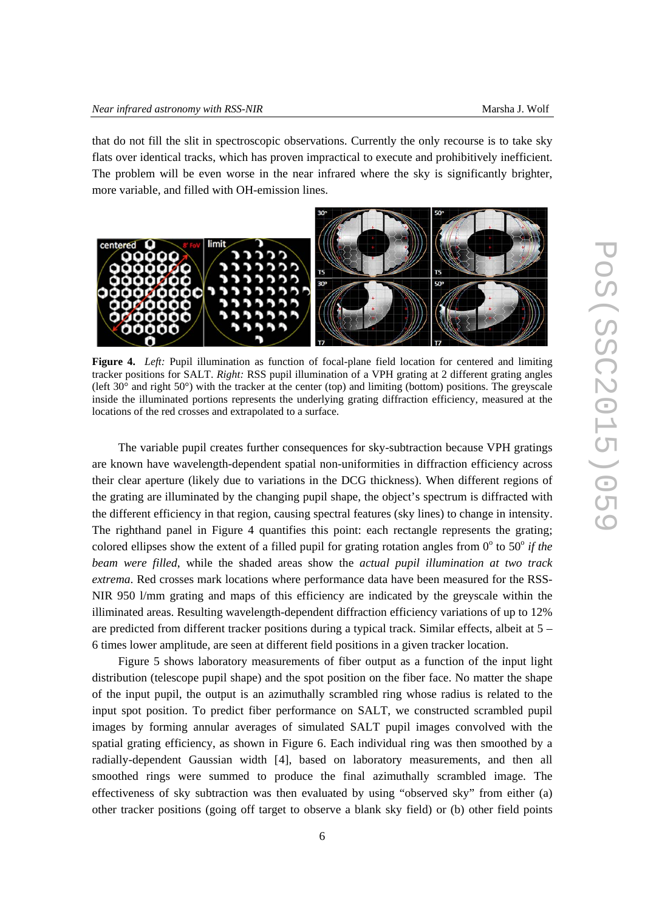that do not fill the slit in spectroscopic observations. Currently the only recourse is to take sky flats over identical tracks, which has proven impractical to execute and prohibitively inefficient. The problem will be even worse in the near infrared where the sky is significantly brighter, more variable, and filled with OH-emission lines.

**Figure 4.** *Left:* Pupil illumination as function of focal-plane field location for centered and limiting tracker positions for SALT. *Right:* RSS pupil illumination of a VPH grating at 2 different grating angles (left 30° and right 50°) with the tracker at the center (top) and limiting (bottom) positions. The greyscale inside the illuminated portions represents the underlying grating diffraction efficiency, measured at the locations of the red crosses and extrapolated to a surface.

The variable pupil creates further consequences for sky-subtraction because VPH gratings are known have wavelength-dependent spatial non-uniformities in diffraction efficiency across their clear aperture (likely due to variations in the DCG thickness). When different regions of the grating are illuminated by the changing pupil shape, the object's spectrum is diffracted with the different efficiency in that region, causing spectral features (sky lines) to change in intensity. The righthand panel in Figure 4 quantifies this point: each rectangle represents the grating; colored ellipses show the extent of a filled pupil for grating rotation angles from $0^{o}$ to $50^{o}$ *if the beam were filled*, while the shaded areas show the *actual pupil illumination at two track extrema*. Red crosses mark locations where performance data have been measured for the RSS-NIR 950 l/mm grating and maps of this efficiency are indicated by the greyscale within the illiminated areas. Resulting wavelength-dependent diffraction efficiency variations of up to 12% are predicted from different tracker positions during a typical track. Similar effects, albeit at 5 – 6 times lower amplitude, are seen at different field positions in a given tracker location.

Figure 5 shows laboratory measurements of fiber output as a function of the input light distribution (telescope pupil shape) and the spot position on the fiber face. No matter the shape of the input pupil, the output is an azimuthally scrambled ring whose radius is related to the input spot position. To predict fiber performance on SALT, we constructed scrambled pupil images by forming annular averages of simulated SALT pupil images convolved with the spatial grating efficiency, as shown in Figure 6. Each individual ring was then smoothed by a radially-dependent Gaussian width [4], based on laboratory measurements, and then all smoothed rings were summed to produce the final azimuthally scrambled image. The effectiveness of sky subtraction was then evaluated by using "observed sky" from either (a) other tracker positions (going off target to observe a blank sky field) or (b) other field points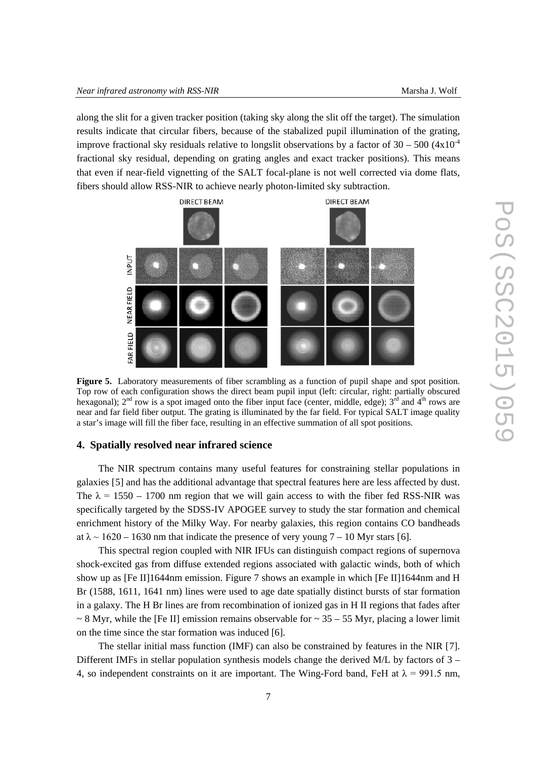along the slit for a given tracker position (taking sky along the slit off the target). The simulation results indicate that circular fibers, because of the stabalized pupil illumination of the grating, improve fractional sky residuals relative to longslit observations by a factor of 30 – 500 ($4 \times 10^{-4}$ fractional sky residual, depending on grating angles and exact tracker positions). This means that even if near-field vignetting of the SALT focal-plane is not well corrected via dome flats, fibers should allow RSS-NIR to achieve nearly photon-limited sky subtraction.

**Figure 5.** Laboratory measurements of fiber scrambling as a function of pupil shape and spot position. Top row of each configuration shows the direct beam pupil input (left: circular, right: partially obscured hexagonal); 2nd row is a spot imaged onto the fiber input face (center, middle, edge); 3rd and 4th rows are near and far field fiber output. The grating is illuminated by the far field. For typical SALT image quality a star's image will fill the fiber face, resulting in an effective summation of all spot positions.

## 4. Spatially resolved near infrared science

The NIR spectrum contains many useful features for constraining stellar populations in galaxies [5] and has the additional advantage that spectral features here are less affected by dust. The $\lambda$ = 1550 – 1700 nm region that we will gain access to with the fiber fed RSS-NIR was specifically targeted by the SDSS-IV APOGEE survey to study the star formation and chemical enrichment history of the Milky Way. For nearby galaxies, this region contains CO bandheads at $\lambda \sim$ 1620 – 1630 nm that indicate the presence of very young 7 – 10 Myr stars [6].

This spectral region coupled with NIR IFUs can distinguish compact regions of supernova shock-excited gas from diffuse extended regions associated with galactic winds, both of which show up as [Fe II]1644nm emission. Figure 7 shows an example in which [Fe II]1644nm and H Br (1588, 1611, 1641 nm) lines were used to age date spatially distinct bursts of star formation in a galaxy. The H Br lines are from recombination of ionized gas in H II regions that fades after ~ 8 Myr, while the [Fe II] emission remains observable for ~ 35 – 55 Myr, placing a lower limit on the time since the star formation was induced [6].

The stellar initial mass function (IMF) can also be constrained by features in the NIR [7]. Different IMFs in stellar population synthesis models change the derived M/L by factors of 3 – 4, so independent constraints on it are important. The Wing-Ford band, FeH at $\lambda$ = 991.5 nm,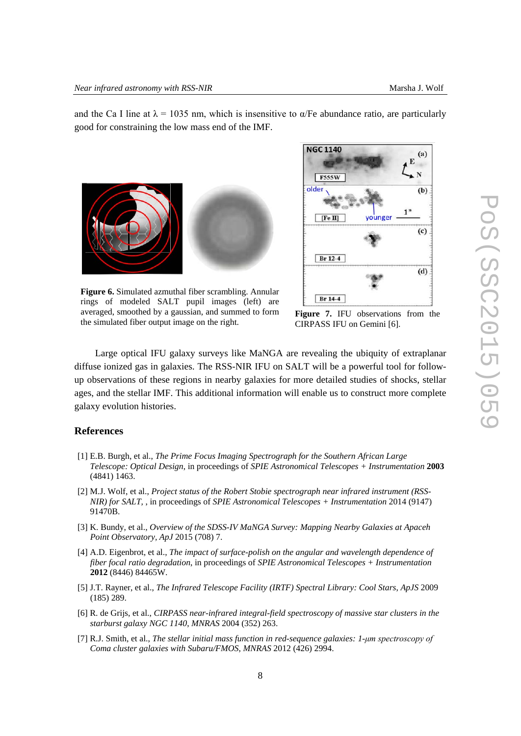and the Ca I line at λ = 1035 nm, which is insensitive to α/Fe abundance ratio, are particularly good for constraining the low mass end of the IMF.

**Figure 6.** Simulated azmuthal fiber scrambling. Annular rings of modeled SALT pupil images (left) are averaged, smoothed by a gaussian, and summed to form the simulated fiber output image on the right.

NGC 1140

(a)

F555W

E

N

older

(b)

[Fe II]

younger

1"

(c)

Br 12-4

(d)

Br 14-4

**Figure 7.** IFU observations from the CIRPASS IFU on Gemini [6].

Large optical IFU galaxy surveys like MaNGA are revealing the ubiquity of extraplanar diffuse ionized gas in galaxies. The RSS-NIR IFU on SALT will be a powerful tool for follow-up observations of these regions in nearby galaxies for more detailed studies of shocks, stellar ages, and the stellar IMF. This additional information will enable us to construct more complete galaxy evolution histories.

## References

[1] E.B. Burgh, et al., *The Prime Focus Imaging Spectrograph for the Southern African Large Telescope: Optical Design*, in proceedings of *SPIE Astronomical Telescopes + Instrumentation* **2003** (4841) 1463.

[2] M.J. Wolf, et al., *Project status of the Robert Stobie spectrograph near infrared instrument (RSS-NIR) for SALT*, , in proceedings of *SPIE Astronomical Telescopes + Instrumentation* 2014 (9147) 91470B.

[3] K. Bundy, et al., *Overview of the SDSS-IV MaNGA Survey: Mapping Nearby Galaxies at Apaceh Point Observatory*, *ApJ* 2015 (708) 7.

[4] A.D. Eigenbrot, et al., *The impact of surface-polish on the angular and wavelength dependence of fiber focal ratio degradation*, in proceedings of *SPIE Astronomical Telescopes + Instrumentation* **2012** (8446) 84465W.

[5] J.T. Rayner, et al., *The Infrared Telescope Facility (IRTF) Spectral Library: Cool Stars*, *ApJS* 2009 (185) 289.

[6] R. de Grijs, et al., *CIRPASS near-infrared integral-field spectroscopy of massive star clusters in the starburst galaxy NGC 1140*, *MNRAS* 2004 (352) 263.

[7] R.J. Smith, et al., *The stellar initial mass function in red-sequence galaxies: 1-μm spectroscopy of Coma cluster galaxies with Subaru/FMOS*, *MNRAS* 2012 (426) 2994.